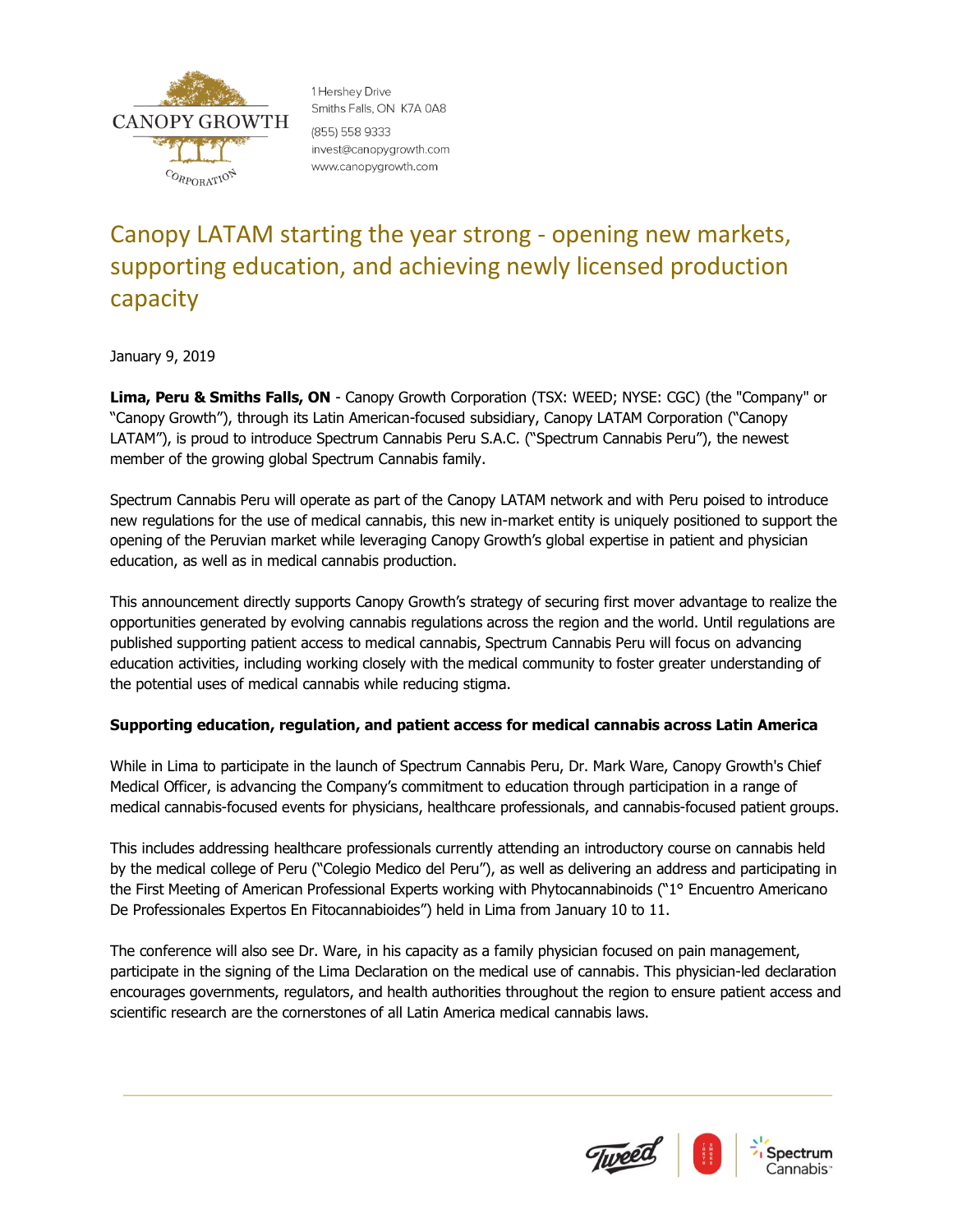1 Hershey Drive
Smiths Falls, ON K7A 0A8

(855) 558 9333
invest@canopygrowth.com
www.canopygrowth.com

# Canopy LATAM starting the year strong - opening new markets, supporting education, and achieving newly licensed production capacity

January 9, 2019

**Lima, Peru & Smiths Falls, ON** - Canopy Growth Corporation (TSX: WEED; NYSE: CGC) (the "Company" or "Canopy Growth"), through its Latin American-focused subsidiary, Canopy LATAM Corporation ("Canopy LATAM"), is proud to introduce Spectrum Cannabis Peru S.A.C. ("Spectrum Cannabis Peru"), the newest member of the growing global Spectrum Cannabis family.

Spectrum Cannabis Peru will operate as part of the Canopy LATAM network and with Peru poised to introduce new regulations for the use of medical cannabis, this new in-market entity is uniquely positioned to support the opening of the Peruvian market while leveraging Canopy Growth's global expertise in patient and physician education, as well as in medical cannabis production.

This announcement directly supports Canopy Growth's strategy of securing first mover advantage to realize the opportunities generated by evolving cannabis regulations across the region and the world. Until regulations are published supporting patient access to medical cannabis, Spectrum Cannabis Peru will focus on advancing education activities, including working closely with the medical community to foster greater understanding of the potential uses of medical cannabis while reducing stigma.

**Supporting education, regulation, and patient access for medical cannabis across Latin America**

While in Lima to participate in the launch of Spectrum Cannabis Peru, Dr. Mark Ware, Canopy Growth's Chief Medical Officer, is advancing the Company's commitment to education through participation in a range of medical cannabis-focused events for physicians, healthcare professionals, and cannabis-focused patient groups.

This includes addressing healthcare professionals currently attending an introductory course on cannabis held by the medical college of Peru ("Colegio Medico del Peru"), as well as delivering an address and participating in the First Meeting of American Professional Experts working with Phytocannabinoids ("1° Encuentro Americano De Professionales Expertos En Fitocannabioides") held in Lima from January 10 to 11.

The conference will also see Dr. Ware, in his capacity as a family physician focused on pain management, participate in the signing of the Lima Declaration on the medical use of cannabis. This physician-led declaration encourages governments, regulators, and health authorities throughout the region to ensure patient access and scientific research are the cornerstones of all Latin America medical cannabis laws.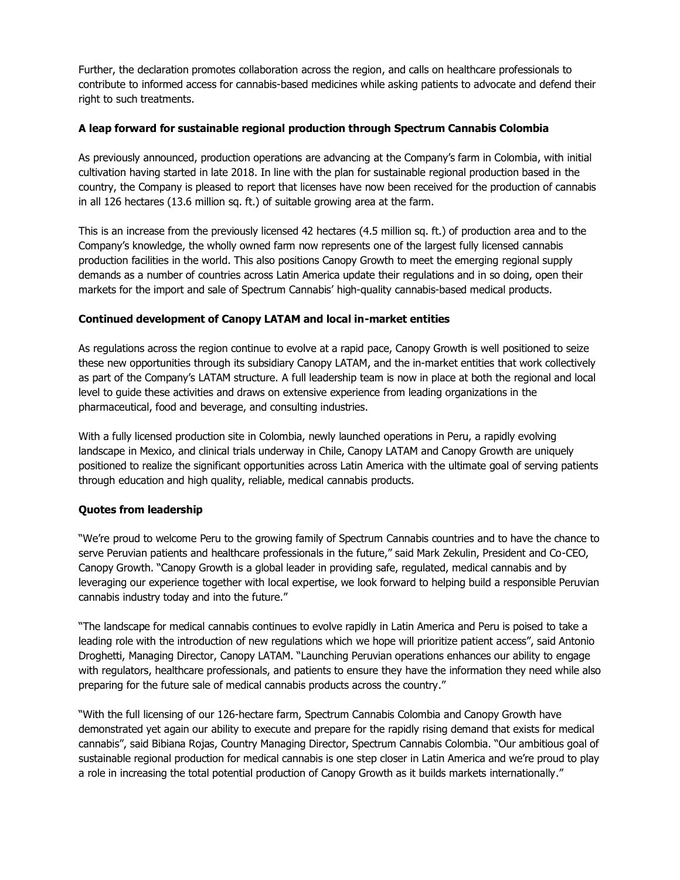Further, the declaration promotes collaboration across the region, and calls on healthcare professionals to contribute to informed access for cannabis-based medicines while asking patients to advocate and defend their right to such treatments.

**A leap forward for sustainable regional production through Spectrum Cannabis Colombia**

As previously announced, production operations are advancing at the Company's farm in Colombia, with initial cultivation having started in late 2018. In line with the plan for sustainable regional production based in the country, the Company is pleased to report that licenses have now been received for the production of cannabis in all 126 hectares (13.6 million sq. ft.) of suitable growing area at the farm.

This is an increase from the previously licensed 42 hectares (4.5 million sq. ft.) of production area and to the Company's knowledge, the wholly owned farm now represents one of the largest fully licensed cannabis production facilities in the world. This also positions Canopy Growth to meet the emerging regional supply demands as a number of countries across Latin America update their regulations and in so doing, open their markets for the import and sale of Spectrum Cannabis' high-quality cannabis-based medical products.

**Continued development of Canopy LATAM and local in-market entities**

As regulations across the region continue to evolve at a rapid pace, Canopy Growth is well positioned to seize these new opportunities through its subsidiary Canopy LATAM, and the in-market entities that work collectively as part of the Company's LATAM structure. A full leadership team is now in place at both the regional and local level to guide these activities and draws on extensive experience from leading organizations in the pharmaceutical, food and beverage, and consulting industries.

With a fully licensed production site in Colombia, newly launched operations in Peru, a rapidly evolving landscape in Mexico, and clinical trials underway in Chile, Canopy LATAM and Canopy Growth are uniquely positioned to realize the significant opportunities across Latin America with the ultimate goal of serving patients through education and high quality, reliable, medical cannabis products.

**Quotes from leadership**

"We're proud to welcome Peru to the growing family of Spectrum Cannabis countries and to have the chance to serve Peruvian patients and healthcare professionals in the future," said Mark Zekulin, President and Co-CEO, Canopy Growth. "Canopy Growth is a global leader in providing safe, regulated, medical cannabis and by leveraging our experience together with local expertise, we look forward to helping build a responsible Peruvian cannabis industry today and into the future."

"The landscape for medical cannabis continues to evolve rapidly in Latin America and Peru is poised to take a leading role with the introduction of new regulations which we hope will prioritize patient access", said Antonio Droghetti, Managing Director, Canopy LATAM. "Launching Peruvian operations enhances our ability to engage with regulators, healthcare professionals, and patients to ensure they have the information they need while also preparing for the future sale of medical cannabis products across the country."

"With the full licensing of our 126-hectare farm, Spectrum Cannabis Colombia and Canopy Growth have demonstrated yet again our ability to execute and prepare for the rapidly rising demand that exists for medical cannabis", said Bibiana Rojas, Country Managing Director, Spectrum Cannabis Colombia. "Our ambitious goal of sustainable regional production for medical cannabis is one step closer in Latin America and we're proud to play a role in increasing the total potential production of Canopy Growth as it builds markets internationally."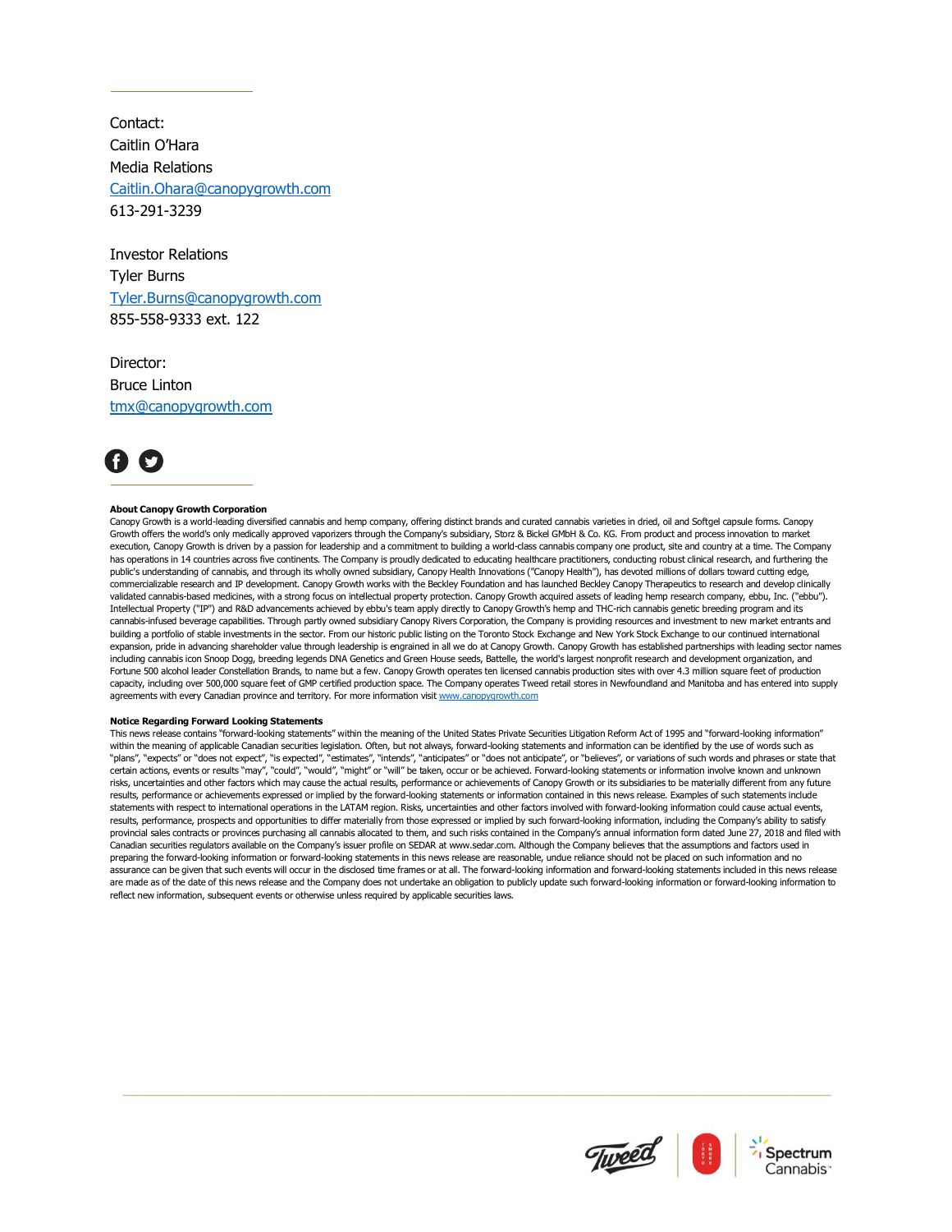Contact:
Caitlin O'Hara
Media Relations
[Caitlin.Ohara@canopygrowth.com](mailto:Caitlin.Ohara@canopygrowth.com)
613-291-3239

Investor Relations
Tyler Burns
[Tyler.Burns@canopygrowth.com](mailto:Tyler.Burns@canopygrowth.com)
855-558-9333 ext. 122

Director:
Bruce Linton
[tmx@canopygrowth.com](mailto:tmx@canopygrowth.com)

**About Canopy Growth Corporation**
Canopy Growth is a world-leading diversified cannabis and hemp company, offering distinct brands and curated cannabis varieties in dried, oil and Softgel capsule forms. Canopy Growth offers the world's only medically approved vaporizers through the Company's subsidiary, Storz & Bickel GMbH & Co. KG. From product and process innovation to market execution, Canopy Growth is driven by a passion for leadership and a commitment to building a world-class cannabis company one product, site and country at a time. The Company has operations in 14 countries across five continents. The Company is proudly dedicated to educating healthcare practitioners, conducting robust clinical research, and furthering the public's understanding of cannabis, and through its wholly owned subsidiary, Canopy Health Innovations ("Canopy Health"), has devoted millions of dollars toward cutting edge, commercializable research and IP development. Canopy Growth works with the Beckley Foundation and has launched Beckley Canopy Therapeutics to research and develop clinically validated cannabis-based medicines, with a strong focus on intellectual property protection. Canopy Growth acquired assets of leading hemp research company, ebbu, Inc. ("ebbu"). Intellectual Property ("IP") and R&D advancements achieved by ebbu's team apply directly to Canopy Growth's hemp and THC-rich cannabis genetic breeding program and its cannabis-infused beverage capabilities. Through partly owned subsidiary Canopy Rivers Corporation, the Company is providing resources and investment to new market entrants and building a portfolio of stable investments in the sector. From our historic public listing on the Toronto Stock Exchange and New York Stock Exchange to our continued international expansion, pride in advancing shareholder value through leadership is engrained in all we do at Canopy Growth. Canopy Growth has established partnerships with leading sector names including cannabis icon Snoop Dogg, breeding legends DNA Genetics and Green House seeds, Battelle, the world's largest nonprofit research and development organization, and Fortune 500 alcohol leader Constellation Brands, to name but a few. Canopy Growth operates ten licensed cannabis production sites with over 4.3 million square feet of production capacity, including over 500,000 square feet of GMP certified production space. The Company operates Tweed retail stores in Newfoundland and Manitoba and has entered into supply agreements with every Canadian province and territory. For more information visit [www.canopygrowth.com](http://www.canopygrowth.com)

**Notice Regarding Forward Looking Statements**
This news release contains "forward-looking statements" within the meaning of the United States Private Securities Litigation Reform Act of 1995 and "forward-looking information" within the meaning of applicable Canadian securities legislation. Often, but not always, forward-looking statements and information can be identified by the use of words such as "plans", "expects" or "does not expect", "is expected", "estimates", "intends", "anticipates" or "does not anticipate", or "believes", or variations of such words and phrases or state that certain actions, events or results "may", "could", "would", "might" or "will" be taken, occur or be achieved. Forward-looking statements or information involve known and unknown risks, uncertainties and other factors which may cause the actual results, performance or achievements of Canopy Growth or its subsidiaries to be materially different from any future results, performance or achievements expressed or implied by the forward-looking statements or information contained in this news release. Examples of such statements include statements with respect to international operations in the LATAM region. Risks, uncertainties and other factors involved with forward-looking information could cause actual events, results, performance, prospects and opportunities to differ materially from those expressed or implied by such forward-looking information, including the Company's ability to satisfy provincial sales contracts or provinces purchasing all cannabis allocated to them, and such risks contained in the Company's annual information form dated June 27, 2018 and filed with Canadian securities regulators available on the Company's issuer profile on SEDAR at www.sedar.com. Although the Company believes that the assumptions and factors used in preparing the forward-looking information or forward-looking statements in this news release are reasonable, undue reliance should not be placed on such information and no assurance can be given that such events will occur in the disclosed time frames or at all. The forward-looking information and forward-looking statements included in this news release are made as of the date of this news release and the Company does not undertake an obligation to publicly update such forward-looking information or forward-looking information to reflect new information, subsequent events or otherwise unless required by applicable securities laws.